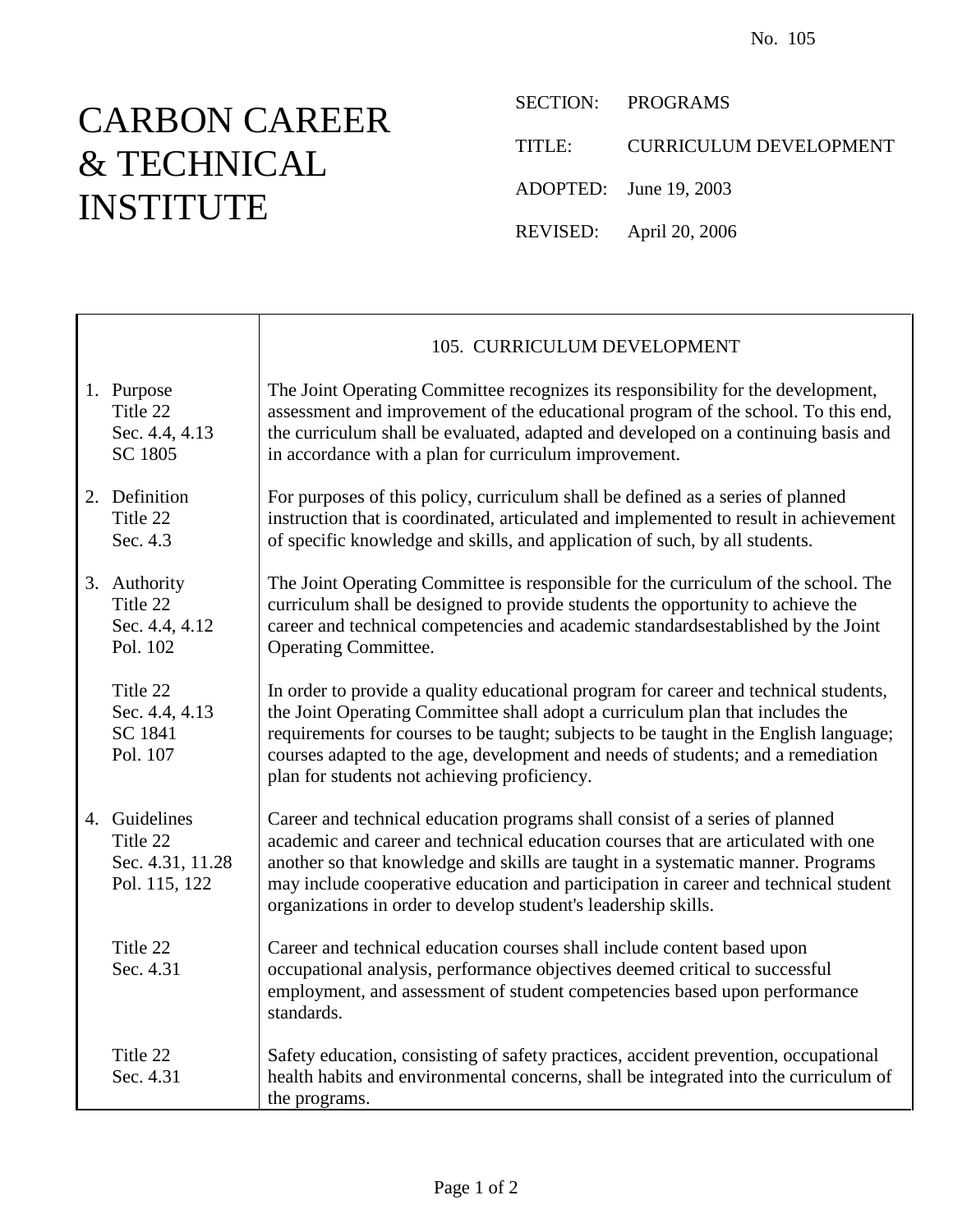No. 105

# CARBON CAREER & TECHNICAL INSTITUTE

SECTION: PROGRAMS

TITLE: CURRICULUM DEVELOPMENT

ADOPTED: June 19, 2003

REVISED: April 20, 2006

| | 105. CURRICULUM DEVELOPMENT |
|---|---|
| 1. Purpose<br>Title 22<br>Sec. 4.4, 4.13<br>SC 1805 | The Joint Operating Committee recognizes its responsibility for the development, assessment and improvement of the educational program of the school. To this end, the curriculum shall be evaluated, adapted and developed on a continuing basis and in accordance with a plan for curriculum improvement. |
| 2. Definition<br>Title 22<br>Sec. 4.3 | For purposes of this policy, curriculum shall be defined as a series of planned instruction that is coordinated, articulated and implemented to result in achievement of specific knowledge and skills, and application of such, by all students. |
| 3. Authority<br>Title 22<br>Sec. 4.4, 4.12<br>Pol. 102 | The Joint Operating Committee is responsible for the curriculum of the school. The curriculum shall be designed to provide students the opportunity to achieve the career and technical competencies and academic standardsestablished by the Joint Operating Committee. |
| Title 22<br>Sec. 4.4, 4.13<br>SC 1841<br>Pol. 107 | In order to provide a quality educational program for career and technical students, the Joint Operating Committee shall adopt a curriculum plan that includes the requirements for courses to be taught; subjects to be taught in the English language; courses adapted to the age, development and needs of students; and a remediation plan for students not achieving proficiency. |
| 4. Guidelines<br>Title 22<br>Sec. 4.31, 11.28<br>Pol. 115, 122 | Career and technical education programs shall consist of a series of planned academic and career and technical education courses that are articulated with one another so that knowledge and skills are taught in a systematic manner. Programs may include cooperative education and participation in career and technical student organizations in order to develop student's leadership skills. |
| Title 22<br>Sec. 4.31 | Career and technical education courses shall include content based upon occupational analysis, performance objectives deemed critical to successful employment, and assessment of student competencies based upon performance standards. |
| Title 22<br>Sec. 4.31 | Safety education, consisting of safety practices, accident prevention, occupational health habits and environmental concerns, shall be integrated into the curriculum of the programs. |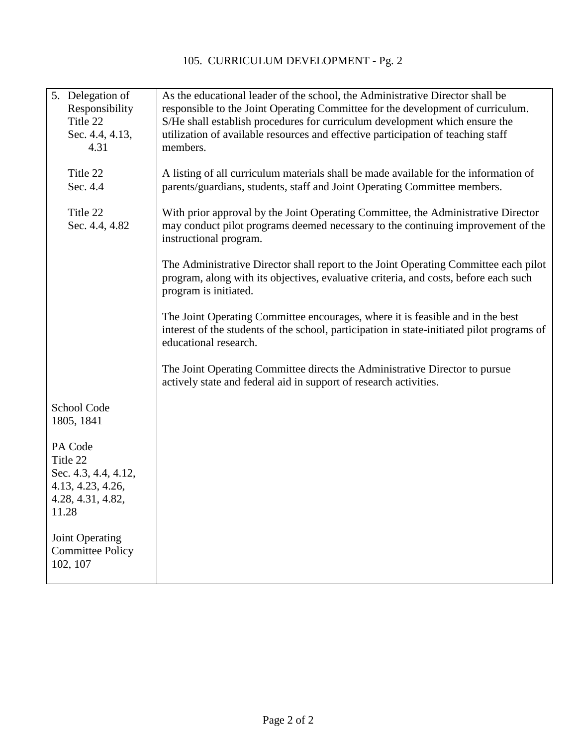# 105. CURRICULUM DEVELOPMENT - Pg. 2

| | |
|---|---|
| 5. Delegation of Responsibility<br>Title 22<br>Sec. 4.4, 4.13, 4.31 | As the educational leader of the school, the Administrative Director shall be responsible to the Joint Operating Committee for the development of curriculum. S/He shall establish procedures for curriculum development which ensure the utilization of available resources and effective participation of teaching staff members. |
| Title 22<br>Sec. 4.4 | A listing of all curriculum materials shall be made available for the information of parents/guardians, students, staff and Joint Operating Committee members. |
| Title 22<br>Sec. 4.4, 4.82 | With prior approval by the Joint Operating Committee, the Administrative Director may conduct pilot programs deemed necessary to the continuing improvement of the instructional program. |
| | The Administrative Director shall report to the Joint Operating Committee each pilot program, along with its objectives, evaluative criteria, and costs, before each such program is initiated. |
| | The Joint Operating Committee encourages, where it is feasible and in the best interest of the students of the school, participation in state-initiated pilot programs of educational research. |
| | The Joint Operating Committee directs the Administrative Director to pursue actively state and federal aid in support of research activities. |
| School Code<br>1805, 1841<br><br>PA Code<br>Title 22<br>Sec. 4.3, 4.4, 4.12, 4.13, 4.23, 4.26, 4.28, 4.31, 4.82, 11.28<br><br>Joint Operating Committee Policy<br>102, 107 | |